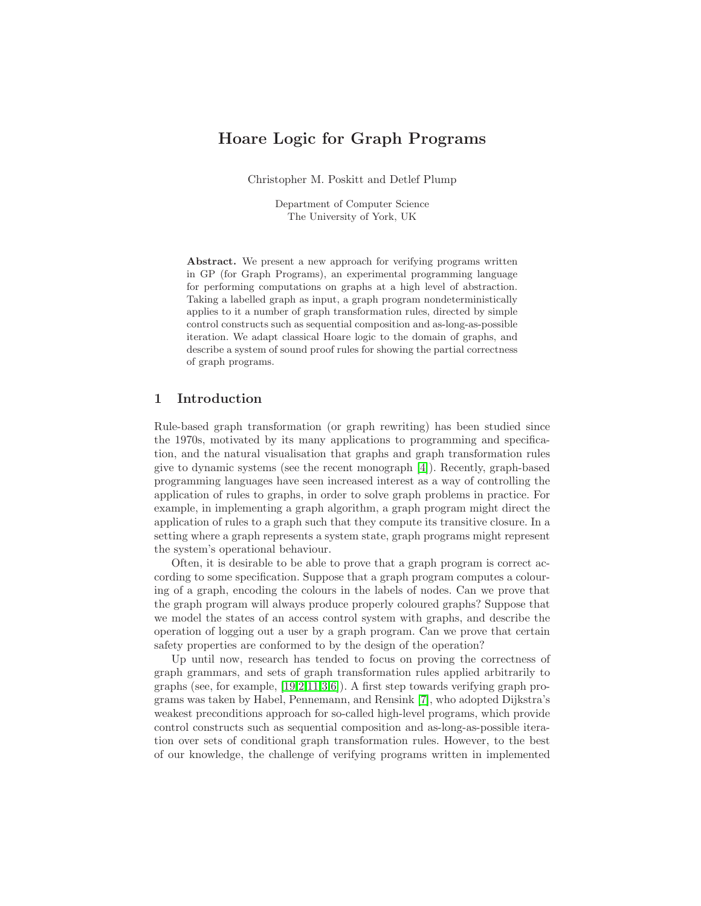# Hoare Logic for Graph Programs

Christopher M. Poskitt and Detlef Plump

Department of Computer Science
The University of York, UK

**Abstract.** We present a new approach for verifying programs written in GP (for Graph Programs), an experimental programming language for performing computations on graphs at a high level of abstraction. Taking a labelled graph as input, a graph program nondeterministically applies to it a number of graph transformation rules, directed by simple control constructs such as sequential composition and as-long-as-possible iteration. We adapt classical Hoare logic to the domain of graphs, and describe a system of sound proof rules for showing the partial correctness of graph programs.

## 1 Introduction

Rule-based graph transformation (or graph rewriting) has been studied since the 1970s, motivated by its many applications to programming and specification, and the natural visualisation that graphs and graph transformation rules give to dynamic systems (see the recent monograph [4]). Recently, graph-based programming languages have seen increased interest as a way of controlling the application of rules to graphs, in order to solve graph problems in practice. For example, in implementing a graph algorithm, a graph program might direct the application of rules to a graph such that they compute its transitive closure. In a setting where a graph represents a system state, graph programs might represent the system's operational behaviour.

Often, it is desirable to be able to prove that a graph program is correct according to some specification. Suppose that a graph program computes a colouring of a graph, encoding the colours in the labels of nodes. Can we prove that the graph program will always produce properly coloured graphs? Suppose that we model the states of an access control system with graphs, and describe the operation of logging out a user by a graph program. Can we prove that certain safety properties are conformed to by the design of the operation?

Up until now, research has tended to focus on proving the correctness of graph grammars, and sets of graph transformation rules applied arbitrarily to graphs (see, for example, [19,2,11,3,6]). A first step towards verifying graph programs was taken by Habel, Pennemann, and Rensink [7], who adopted Dijkstra's weakest preconditions approach for so-called high-level programs, which provide control constructs such as sequential composition and as-long-as-possible iteration over sets of conditional graph transformation rules. However, to the best of our knowledge, the challenge of verifying programs written in implemented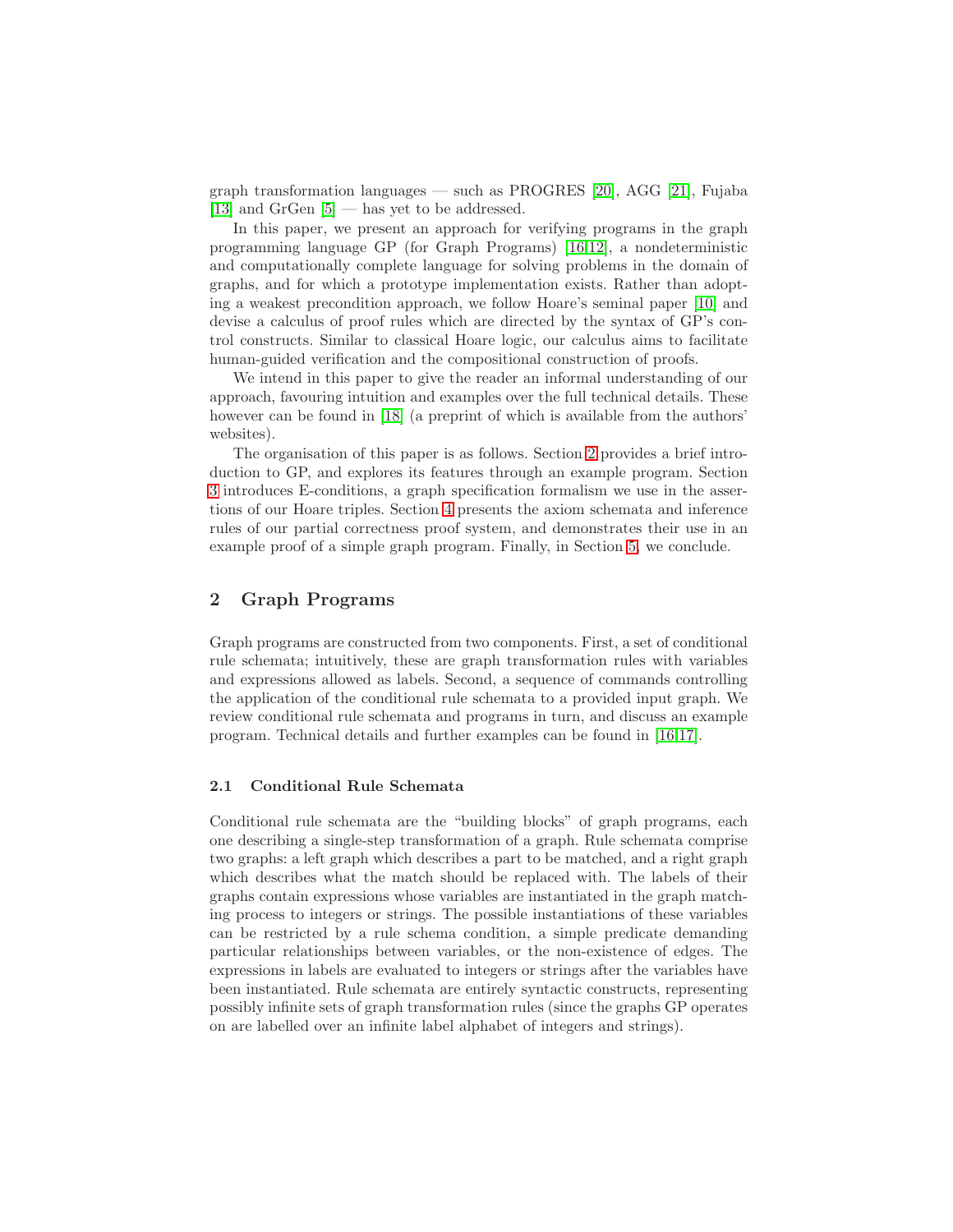graph transformation languages — such as PROGRES [20], AGG [21], Fujaba [13] and GrGen [5] — has yet to be addressed.

In this paper, we present an approach for verifying programs in the graph programming language GP (for Graph Programs) [16,12], a nondeterministic and computationally complete language for solving problems in the domain of graphs, and for which a prototype implementation exists. Rather than adopting a weakest precondition approach, we follow Hoare's seminal paper [10] and devise a calculus of proof rules which are directed by the syntax of GP's control constructs. Similar to classical Hoare logic, our calculus aims to facilitate human-guided verification and the compositional construction of proofs.

We intend in this paper to give the reader an informal understanding of our approach, favouring intuition and examples over the full technical details. These however can be found in [18] (a preprint of which is available from the authors' websites).

The organisation of this paper is as follows. Section 2 provides a brief introduction to GP, and explores its features through an example program. Section 3 introduces E-conditions, a graph specification formalism we use in the assertions of our Hoare triples. Section 4 presents the axiom schemata and inference rules of our partial correctness proof system, and demonstrates their use in an example proof of a simple graph program. Finally, in Section 5, we conclude.

## 2 Graph Programs

Graph programs are constructed from two components. First, a set of conditional rule schemata; intuitively, these are graph transformation rules with variables and expressions allowed as labels. Second, a sequence of commands controlling the application of the conditional rule schemata to a provided input graph. We review conditional rule schemata and programs in turn, and discuss an example program. Technical details and further examples can be found in [16,17].

### 2.1 Conditional Rule Schemata

Conditional rule schemata are the "building blocks" of graph programs, each one describing a single-step transformation of a graph. Rule schemata comprise two graphs: a left graph which describes a part to be matched, and a right graph which describes what the match should be replaced with. The labels of their graphs contain expressions whose variables are instantiated in the graph matching process to integers or strings. The possible instantiations of these variables can be restricted by a rule schema condition, a simple predicate demanding particular relationships between variables, or the non-existence of edges. The expressions in labels are evaluated to integers or strings after the variables have been instantiated. Rule schemata are entirely syntactic constructs, representing possibly infinite sets of graph transformation rules (since the graphs GP operates on are labelled over an infinite label alphabet of integers and strings).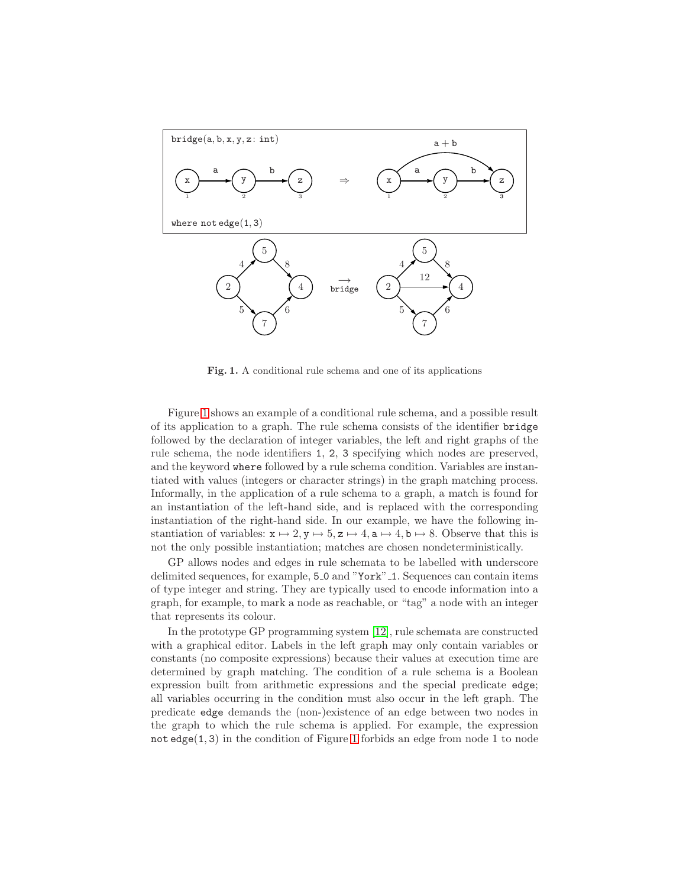**Fig. 1.** A conditional rule schema and one of its applications

Figure 1 shows an example of a conditional rule schema, and a possible result of its application to a graph. The rule schema consists of the identifier `bridge` followed by the declaration of integer variables, the left and right graphs of the rule schema, the node identifiers `1`, `2`, `3` specifying which nodes are preserved, and the keyword `where` followed by a rule schema condition. Variables are instantiated with values (integers or character strings) in the graph matching process. Informally, in the application of a rule schema to a graph, a match is found for an instantiation of the left-hand side, and is replaced with the corresponding instantiation of the right-hand side. In our example, we have the following instantiation of variables: $\mathtt{x} \mapsto 2, \mathtt{y} \mapsto 5, \mathtt{z} \mapsto 4, \mathtt{a} \mapsto 4, \mathtt{b} \mapsto 8$. Observe that this is not the only possible instantiation; matches are chosen nondeterministically.

GP allows nodes and edges in rule schemata to be labelled with underscore delimited sequences, for example, `5_0` and `"York"_1`. Sequences can contain items of type integer and string. They are typically used to encode information into a graph, for example, to mark a node as reachable, or "tag" a node with an integer that represents its colour.

In the prototype GP programming system [12], rule schemata are constructed with a graphical editor. Labels in the left graph may only contain variables or constants (no composite expressions) because their values at execution time are determined by graph matching. The condition of a rule schema is a Boolean expression built from arithmetic expressions and the special predicate `edge`; all variables occurring in the condition must also occur in the left graph. The predicate `edge` demands the (non-)existence of an edge between two nodes in the graph to which the rule schema is applied. For example, the expression `not edge(1, 3)` in the condition of Figure 1 forbids an edge from node 1 to node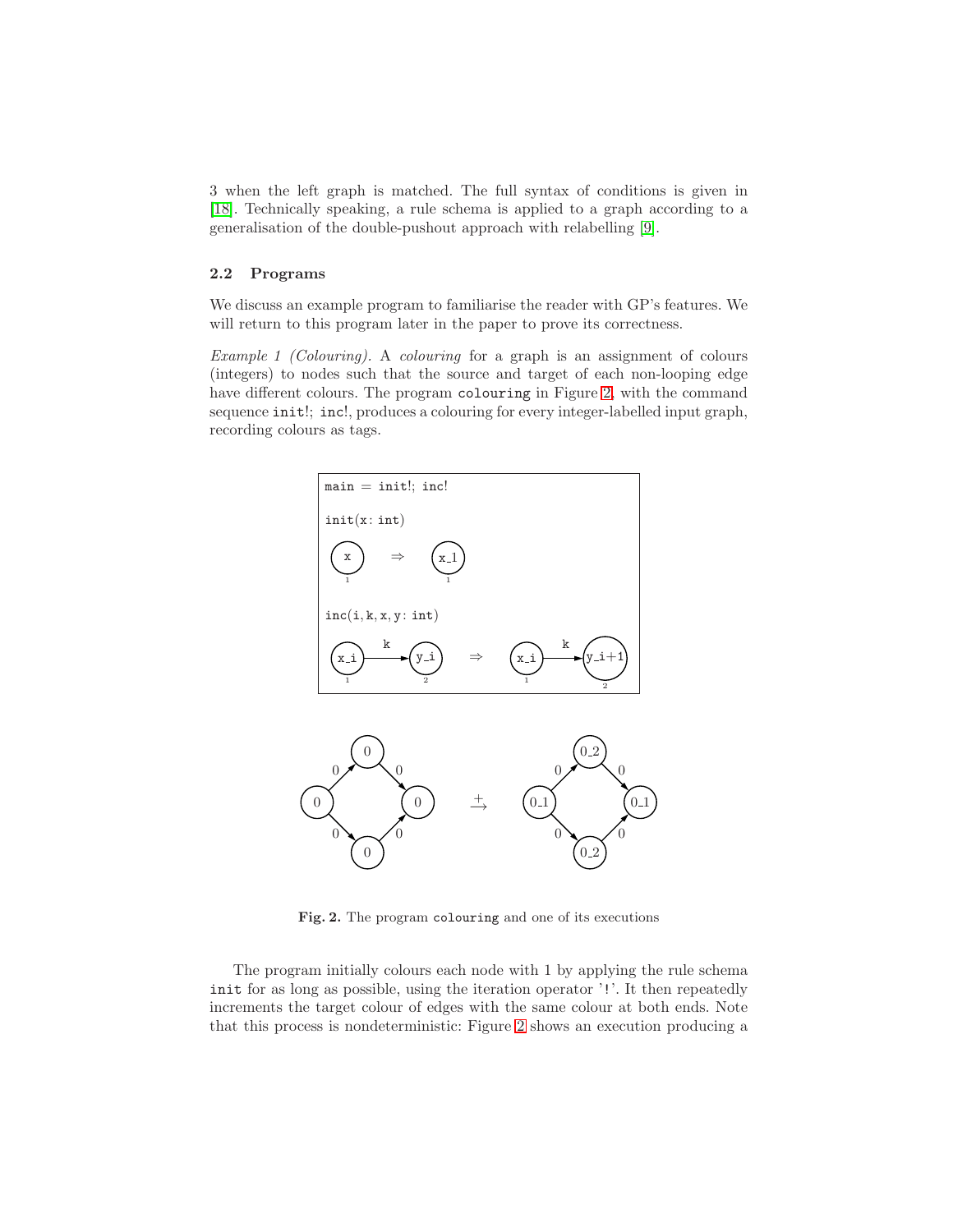3 when the left graph is matched. The full syntax of conditions is given in [18]. Technically speaking, a rule schema is applied to a graph according to a generalisation of the double-pushout approach with relabelling [9].

### 2.2 Programs

We discuss an example program to familiarise the reader with GP's features. We will return to this program later in the paper to prove its correctness.

*Example 1 (Colouring).* A *colouring* for a graph is an assignment of colours (integers) to nodes such that the source and target of each non-looping edge have different colours. The program `colouring` in Figure 2, with the command sequence `init!; inc!`, produces a colouring for every integer-labelled input graph, recording colours as tags.

```
main = init!; inc!

init(x: int)

inc(i, k, x, y: int)
```

**Fig. 2.** The program `colouring` and one of its executions

The program initially colours each node with 1 by applying the rule schema `init` for as long as possible, using the iteration operator '`!`'. It then repeatedly increments the target colour of edges with the same colour at both ends. Note that this process is nondeterministic: Figure 2 shows an execution producing a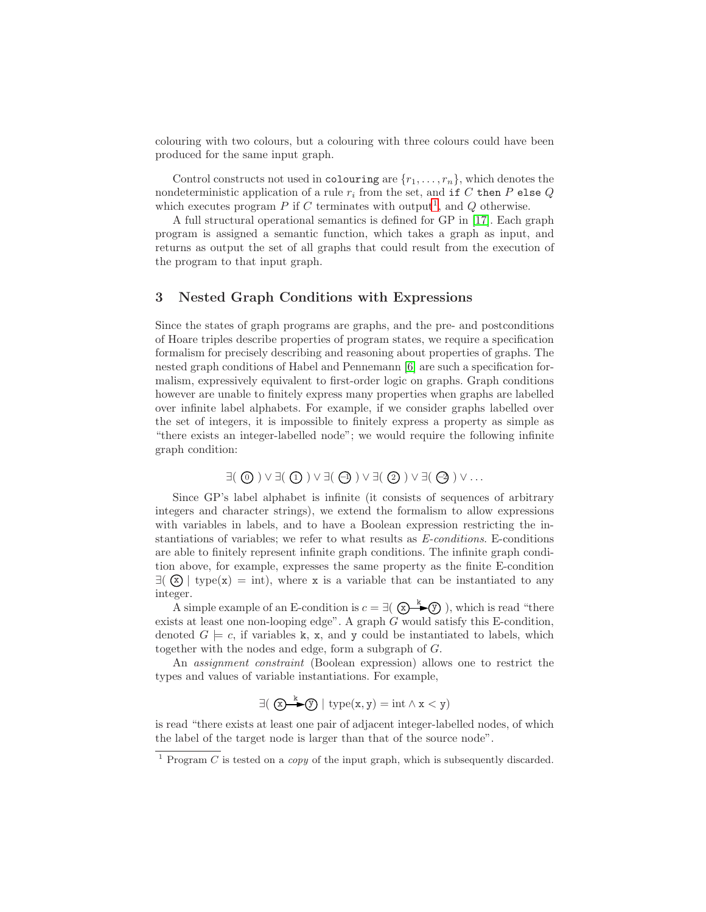colouring with two colours, but a colouring with three colours could have been produced for the same input graph.

Control constructs not used in `colouring` are $\{r_1, \ldots, r_n\}$, which denotes the nondeterministic application of a rule $r_i$ from the set, and `if` $C$ `then` $P$ `else` $Q$ which executes program $P$ if $C$ terminates with output[1], and $Q$ otherwise.

A full structural operational semantics is defined for GP in [17]. Each graph program is assigned a semantic function, which takes a graph as input, and returns as output the set of all graphs that could result from the execution of the program to that input graph.

## 3 Nested Graph Conditions with Expressions

Since the states of graph programs are graphs, and the pre- and postconditions of Hoare triples describe properties of program states, we require a specification formalism for precisely describing and reasoning about properties of graphs. The nested graph conditions of Habel and Pennemann [6] are such a specification formalism, expressively equivalent to first-order logic on graphs. Graph conditions however are unable to finitely express many properties when graphs are labelled over infinite label alphabets. For example, if we consider graphs labelled over the set of integers, it is impossible to finitely express a property as simple as "there exists an integer-labelled node"; we would require the following infinite graph condition:

$$\exists(\,⓪\,) \vee \exists(\,①\,) \vee \exists(\,\text{(-1)}\,) \vee \exists(\,②\,) \vee \exists(\,\text{(-2)}\,) \vee \ldots$$

Since GP's label alphabet is infinite (it consists of sequences of arbitrary integers and character strings), we extend the formalism to allow expressions with variables in labels, and to have a Boolean expression restricting the instantiations of variables; we refer to what results as *E-conditions*. E-conditions are able to finitely represent infinite graph conditions. The infinite graph condition above, for example, expresses the same property as the finite E-condition $\exists(\,(\mathtt{x})\mid \text{type}(\mathtt{x}) = \text{int})$, where `x` is a variable that can be instantiated to any integer.

A simple example of an E-condition is $c = \exists(\,(\mathtt{x}) \xrightarrow{\mathtt{k}} (\mathtt{y})\,)$, which is read "there exists at least one non-looping edge". A graph $G$ would satisfy this E-condition, denoted $G \models c$, if variables `k`, `x`, and `y` could be instantiated to labels, which together with the nodes and edge, form a subgraph of $G$.

An *assignment constraint* (Boolean expression) allows one to restrict the types and values of variable instantiations. For example,

$$\exists(\,(\mathtt{x}) \xrightarrow{\mathtt{k}} (\mathtt{y}) \mid \text{type}(\mathtt{x}, \mathtt{y}) = \text{int} \wedge \mathtt{x} < \mathtt{y})$$

is read "there exists at least one pair of adjacent integer-labelled nodes, of which the label of the target node is larger than that of the source node".

[1] Program $C$ is tested on a *copy* of the input graph, which is subsequently discarded.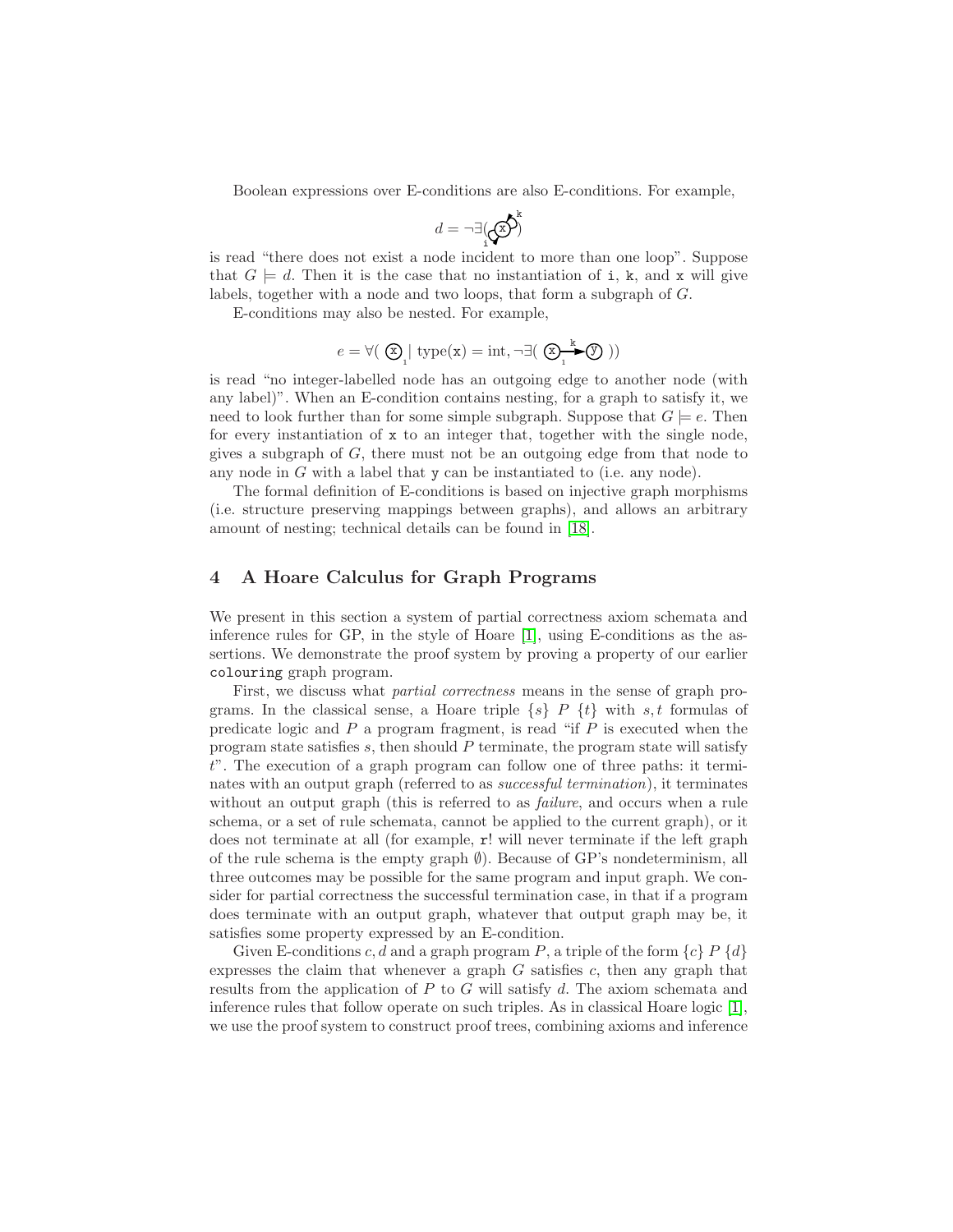Boolean expressions over E-conditions are also E-conditions. For example,

$$d = \neg\exists(\text{[node x with loops i, k]})$$

is read "there does not exist a node incident to more than one loop". Suppose that $G \models d$. Then it is the case that no instantiation of i, k, and x will give labels, together with a node and two loops, that form a subgraph of $G$.

E-conditions may also be nested. For example,

$$e = \forall(\, \text{(x)}_1 \mid \text{type}(\mathtt{x}) = \text{int}, \neg\exists(\, \text{(x)}_1 \xrightarrow{\mathtt{k}} \text{(y)}\,)\,)$$

is read "no integer-labelled node has an outgoing edge to another node (with any label)". When an E-condition contains nesting, for a graph to satisfy it, we need to look further than for some simple subgraph. Suppose that $G \models e$. Then for every instantiation of x to an integer that, together with the single node, gives a subgraph of $G$, there must not be an outgoing edge from that node to any node in $G$ with a label that y can be instantiated to (i.e. any node).

The formal definition of E-conditions is based on injective graph morphisms (i.e. structure preserving mappings between graphs), and allows an arbitrary amount of nesting; technical details can be found in [18].

## 4 A Hoare Calculus for Graph Programs

We present in this section a system of partial correctness axiom schemata and inference rules for GP, in the style of Hoare [1], using E-conditions as the assertions. We demonstrate the proof system by proving a property of our earlier `colouring` graph program.

First, we discuss what *partial correctness* means in the sense of graph programs. In the classical sense, a Hoare triple $\{s\}\ P\ \{t\}$ with $s, t$ formulas of predicate logic and $P$ a program fragment, is read "if $P$ is executed when the program state satisfies $s$, then should $P$ terminate, the program state will satisfy $t$". The execution of a graph program can follow one of three paths: it terminates with an output graph (referred to as *successful termination*), it terminates without an output graph (this is referred to as *failure*, and occurs when a rule schema, or a set of rule schemata, cannot be applied to the current graph), or it does not terminate at all (for example, r! will never terminate if the left graph of the rule schema is the empty graph $\emptyset$). Because of GP's nondeterminism, all three outcomes may be possible for the same program and input graph. We consider for partial correctness the successful termination case, in that if a program does terminate with an output graph, whatever that output graph may be, it satisfies some property expressed by an E-condition.

Given E-conditions $c, d$ and a graph program $P$, a triple of the form $\{c\}\ P\ \{d\}$ expresses the claim that whenever a graph $G$ satisfies $c$, then any graph that results from the application of $P$ to $G$ will satisfy $d$. The axiom schemata and inference rules that follow operate on such triples. As in classical Hoare logic [1], we use the proof system to construct proof trees, combining axioms and inference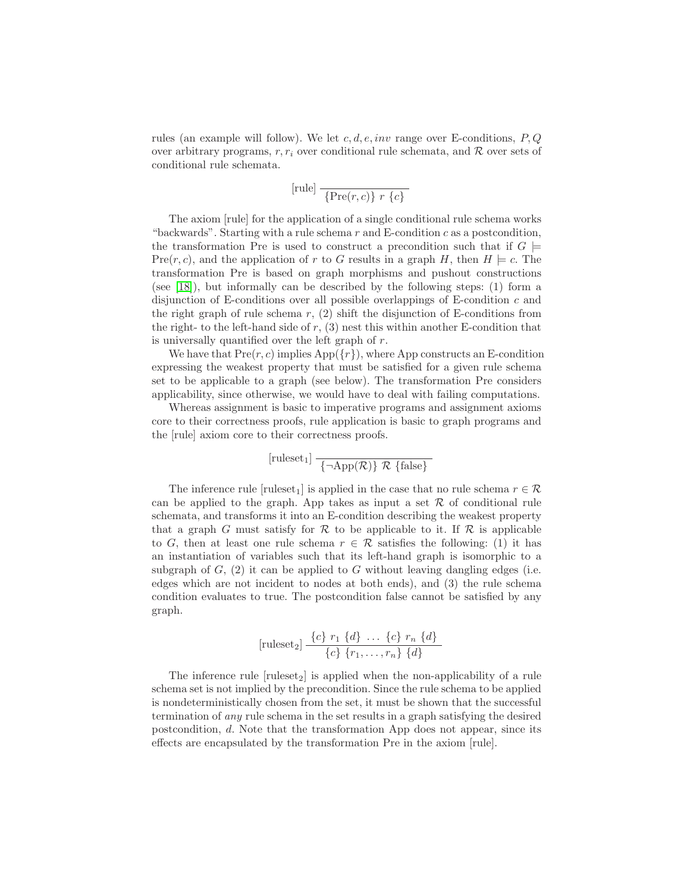rules (an example will follow). We let $c, d, e, inv$ range over E-conditions, $P, Q$ over arbitrary programs, $r, r_i$ over conditional rule schemata, and $\mathcal{R}$ over sets of conditional rule schemata.

$$[\text{rule}]\ \frac{}{\{\text{Pre}(r, c)\}\ r\ \{c\}}$$

The axiom [rule] for the application of a single conditional rule schema works "backwards". Starting with a rule schema $r$ and E-condition $c$ as a postcondition, the transformation Pre is used to construct a precondition such that if $G \models \text{Pre}(r, c)$, and the application of $r$ to $G$ results in a graph $H$, then $H \models c$. The transformation Pre is based on graph morphisms and pushout constructions (see [18]), but informally can be described by the following steps: (1) form a disjunction of E-conditions over all possible overlappings of E-condition $c$ and the right graph of rule schema $r$, (2) shift the disjunction of E-conditions from the right- to the left-hand side of $r$, (3) nest this within another E-condition that is universally quantified over the left graph of $r$.

We have that $\text{Pre}(r, c)$ implies $\text{App}(\{r\})$, where App constructs an E-condition expressing the weakest property that must be satisfied for a given rule schema set to be applicable to a graph (see below). The transformation Pre considers applicability, since otherwise, we would have to deal with failing computations.

Whereas assignment is basic to imperative programs and assignment axioms core to their correctness proofs, rule application is basic to graph programs and the [rule] axiom core to their correctness proofs.

$$[\text{ruleset}_1]\ \frac{}{\{\neg\text{App}(\mathcal{R})\}\ \mathcal{R}\ \{\text{false}\}}$$

The inference rule [ruleset$_1$] is applied in the case that no rule schema $r \in \mathcal{R}$ can be applied to the graph. App takes as input a set $\mathcal{R}$ of conditional rule schemata, and transforms it into an E-condition describing the weakest property that a graph $G$ must satisfy for $\mathcal{R}$ to be applicable to it. If $\mathcal{R}$ is applicable to $G$, then at least one rule schema $r \in \mathcal{R}$ satisfies the following: (1) it has an instantiation of variables such that its left-hand graph is isomorphic to a subgraph of $G$, (2) it can be applied to $G$ without leaving dangling edges (i.e. edges which are not incident to nodes at both ends), and (3) the rule schema condition evaluates to true. The postcondition false cannot be satisfied by any graph.

$$[\text{ruleset}_2]\ \frac{\{c\}\ r_1\ \{d\}\ \ldots\ \{c\}\ r_n\ \{d\}}{\{c\}\ \{r_1, \ldots, r_n\}\ \{d\}}$$

The inference rule [ruleset$_2$] is applied when the non-applicability of a rule schema set is not implied by the precondition. Since the rule schema to be applied is nondeterministically chosen from the set, it must be shown that the successful termination of *any* rule schema in the set results in a graph satisfying the desired postcondition, $d$. Note that the transformation App does not appear, since its effects are encapsulated by the transformation Pre in the axiom [rule].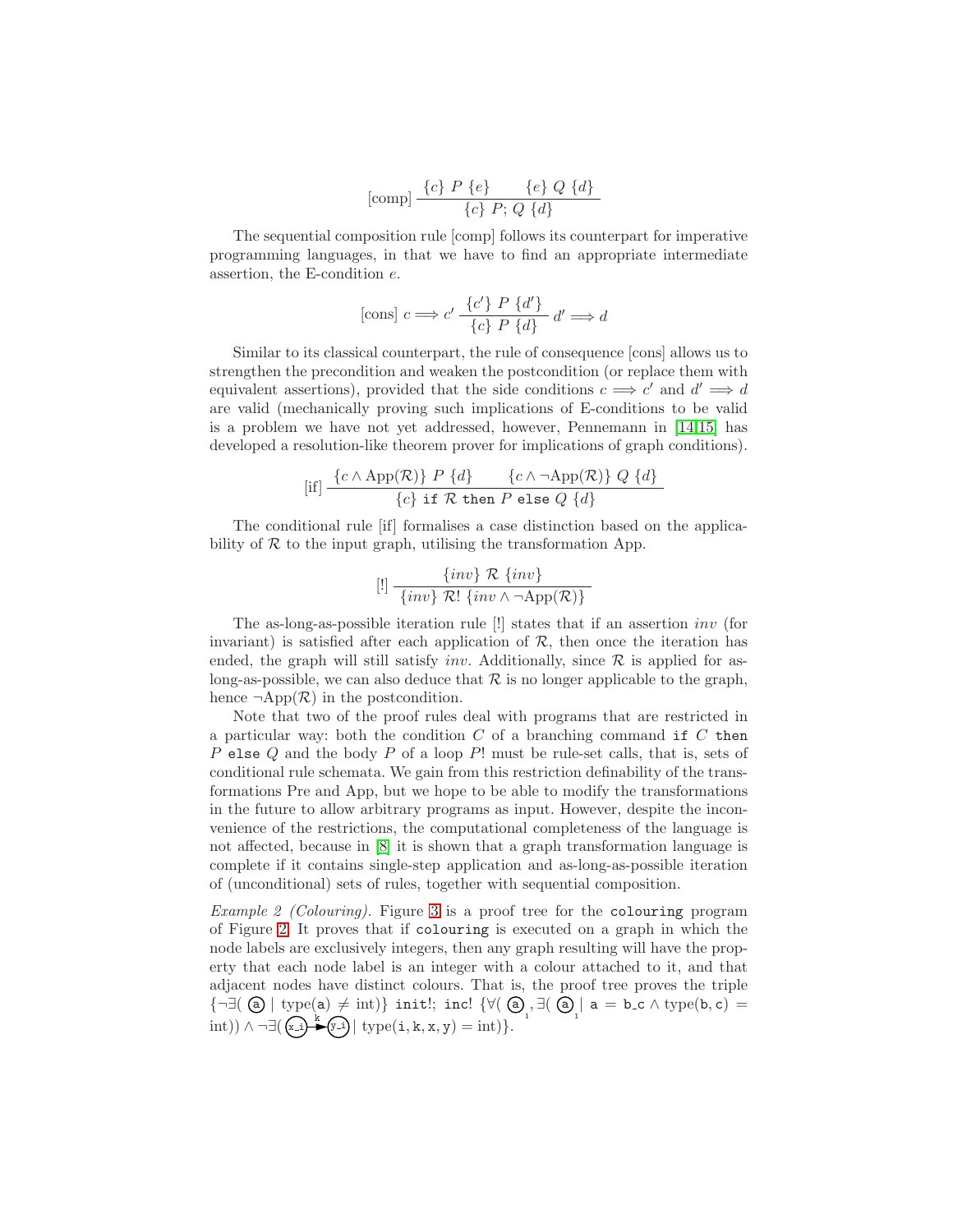$$[\text{comp}]\ \frac{\{c\}\ P\ \{e\} \qquad \{e\}\ Q\ \{d\}}{\{c\}\ P;\ Q\ \{d\}}$$

The sequential composition rule [comp] follows its counterpart for imperative programming languages, in that we have to find an appropriate intermediate assertion, the E-condition $e$.

$$[\text{cons}]\ c \Longrightarrow c'\ \frac{\{c'\}\ P\ \{d'\}}{\{c\}\ P\ \{d\}}\ d' \Longrightarrow d$$

Similar to its classical counterpart, the rule of consequence [cons] allows us to strengthen the precondition and weaken the postcondition (or replace them with equivalent assertions), provided that the side conditions $c \Longrightarrow c'$ and $d' \Longrightarrow d$ are valid (mechanically proving such implications of E-conditions to be valid is a problem we have not yet addressed, however, Pennemann in [14,15] has developed a resolution-like theorem prover for implications of graph conditions).

$$[\text{if}]\ \frac{\{c \wedge \text{App}(\mathcal{R})\}\ P\ \{d\} \qquad \{c \wedge \neg\text{App}(\mathcal{R})\}\ Q\ \{d\}}{\{c\}\ \texttt{if}\ \mathcal{R}\ \texttt{then}\ P\ \texttt{else}\ Q\ \{d\}}$$

The conditional rule [if] formalises a case distinction based on the applicability of $\mathcal{R}$ to the input graph, utilising the transformation App.

$$[!]\ \frac{\{inv\}\ \mathcal{R}\ \{inv\}}{\{inv\}\ \mathcal{R}!\ \{inv \wedge \neg\text{App}(\mathcal{R})\}}$$

The as-long-as-possible iteration rule [!] states that if an assertion $inv$ (for invariant) is satisfied after each application of $\mathcal{R}$, then once the iteration has ended, the graph will still satisfy $inv$. Additionally, since $\mathcal{R}$ is applied for as-long-as-possible, we can also deduce that $\mathcal{R}$ is no longer applicable to the graph, hence $\neg\text{App}(\mathcal{R})$ in the postcondition.

Note that two of the proof rules deal with programs that are restricted in a particular way: both the condition $C$ of a branching command `if` $C$ `then` $P$ `else` $Q$ and the body $P$ of a loop $P!$ must be rule-set calls, that is, sets of conditional rule schemata. We gain from this restriction definability of the transformations Pre and App, but we hope to be able to modify the transformations in the future to allow arbitrary programs as input. However, despite the inconvenience of the restrictions, the computational completeness of the language is not affected, because in [8] it is shown that a graph transformation language is complete if it contains single-step application and as-long-as-possible iteration of (unconditional) sets of rules, together with sequential composition.

*Example 2 (Colouring).* Figure 3 is a proof tree for the `colouring` program of Figure 2. It proves that if `colouring` is executed on a graph in which the node labels are exclusively integers, then any graph resulting will have the property that each node label is an integer with a colour attached to it, and that adjacent nodes have distinct colours. That is, the proof tree proves the triple $\{\neg\exists(\text{ⓐ} \mid \text{type}(\texttt{a}) \neq \text{int})\}$ `init!; inc!` $\{\forall(\text{ⓐ}_1, \exists(\text{ⓐ}_1 \mid \texttt{a} = \texttt{b\_c} \wedge \text{type}(\texttt{b},\texttt{c}) = \text{int})) \wedge \neg\exists(\text{(x\_i)} \xrightarrow{\texttt{k}} \text{(y\_i)} \mid \text{type}(\texttt{i},\texttt{k},\texttt{x},\texttt{y}) = \text{int})\}$.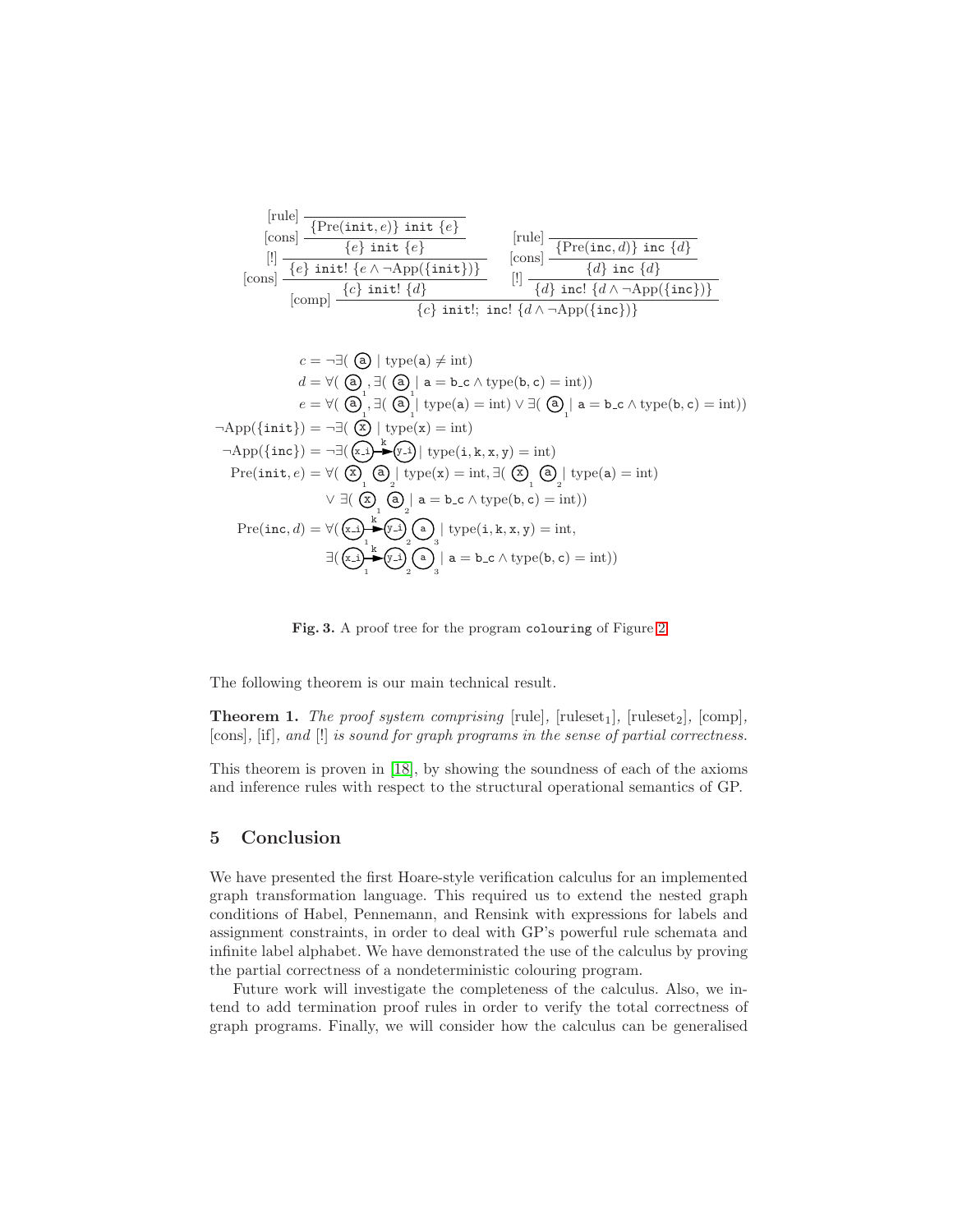$$
\dfrac{
\text{[cons]}\;\dfrac{\text{[!]}\;\dfrac{\text{[cons]}\;\dfrac{\text{[rule]}\;\dfrac{}{\{\mathrm{Pre}(\mathtt{init},e)\}\;\mathtt{init}\;\{e\}}}{\{e\}\;\mathtt{init}\;\{e\}}}{\{e\}\;\mathtt{init!}\;\{e \wedge \neg\mathrm{App}(\{\mathtt{init}\})\}}}{\{c\}\;\mathtt{init!}\;\{d\}}
\qquad
\text{[!]}\;\dfrac{\text{[cons]}\;\dfrac{\text{[rule]}\;\dfrac{}{\{\mathrm{Pre}(\mathtt{inc},d)\}\;\mathtt{inc}\;\{d\}}}{\{d\}\;\mathtt{inc}\;\{d\}}}{\{d\}\;\mathtt{inc!}\;\{d \wedge \neg\mathrm{App}(\{\mathtt{inc}\})\}}
}{\{c\}\;\mathtt{init!};\;\mathtt{inc!}\;\{d \wedge \neg\mathrm{App}(\{\mathtt{inc}\})\}}\;\text{[comp]}
$$

$$
\begin{aligned}
c &= \neg\exists(\,(\mathtt{a}) \mid \mathrm{type}(\mathtt{a}) \neq \mathrm{int})\\
d &= \forall(\,(\mathtt{a})_1, \exists(\,(\mathtt{a})_1 \mid \mathtt{a} = \mathtt{b\_c} \wedge \mathrm{type}(\mathtt{b},\mathtt{c}) = \mathrm{int}))\\
e &= \forall(\,(\mathtt{a})_1, \exists(\,(\mathtt{a})_1 \mid \mathrm{type}(\mathtt{a}) = \mathrm{int}) \vee \exists(\,(\mathtt{a})_1 \mid \mathtt{a} = \mathtt{b\_c} \wedge \mathrm{type}(\mathtt{b},\mathtt{c}) = \mathrm{int}))\\
\neg\mathrm{App}(\{\mathtt{init}\}) &= \neg\exists(\,(\mathtt{x}) \mid \mathrm{type}(\mathtt{x}) = \mathrm{int})\\
\neg\mathrm{App}(\{\mathtt{inc}\}) &= \neg\exists(\,(\mathtt{x\_i}) \xrightarrow{\mathtt{k}} (\mathtt{y\_i}) \mid \mathrm{type}(\mathtt{i},\mathtt{k},\mathtt{x},\mathtt{y}) = \mathrm{int})\\
\mathrm{Pre}(\mathtt{init},e) &= \forall(\,(\mathtt{x})_1\;(\mathtt{a})_2 \mid \mathrm{type}(\mathtt{x}) = \mathrm{int}, \exists(\,(\mathtt{x})_1\;(\mathtt{a})_2 \mid \mathrm{type}(\mathtt{a}) = \mathrm{int})\\
&\qquad \vee \exists(\,(\mathtt{x})_1\;(\mathtt{a})_2 \mid \mathtt{a} = \mathtt{b\_c} \wedge \mathrm{type}(\mathtt{b},\mathtt{c}) = \mathrm{int}))\\
\mathrm{Pre}(\mathtt{inc},d) &= \forall(\,(\mathtt{x\_i})_1 \xrightarrow{\mathtt{k}} (\mathtt{y\_i})_2\;(\mathtt{a})_3 \mid \mathrm{type}(\mathtt{i},\mathtt{k},\mathtt{x},\mathtt{y}) = \mathrm{int},\\
&\qquad \exists(\,(\mathtt{x\_i})_1 \xrightarrow{\mathtt{k}} (\mathtt{y\_i})_2\;(\mathtt{a})_3 \mid \mathtt{a} = \mathtt{b\_c} \wedge \mathrm{type}(\mathtt{b},\mathtt{c}) = \mathrm{int}))
\end{aligned}
$$

**Fig. 3.** A proof tree for the program `colouring` of Figure 2

The following theorem is our main technical result.

**Theorem 1.** *The proof system comprising* [rule]*,* [ruleset$_1$]*,* [ruleset$_2$]*,* [comp]*,* [cons]*,* [if]*, and* [!] *is sound for graph programs in the sense of partial correctness.*

This theorem is proven in [18], by showing the soundness of each of the axioms and inference rules with respect to the structural operational semantics of GP.

## 5 Conclusion

We have presented the first Hoare-style verification calculus for an implemented graph transformation language. This required us to extend the nested graph conditions of Habel, Pennemann, and Rensink with expressions for labels and assignment constraints, in order to deal with GP's powerful rule schemata and infinite label alphabet. We have demonstrated the use of the calculus by proving the partial correctness of a nondeterministic colouring program.

Future work will investigate the completeness of the calculus. Also, we intend to add termination proof rules in order to verify the total correctness of graph programs. Finally, we will consider how the calculus can be generalised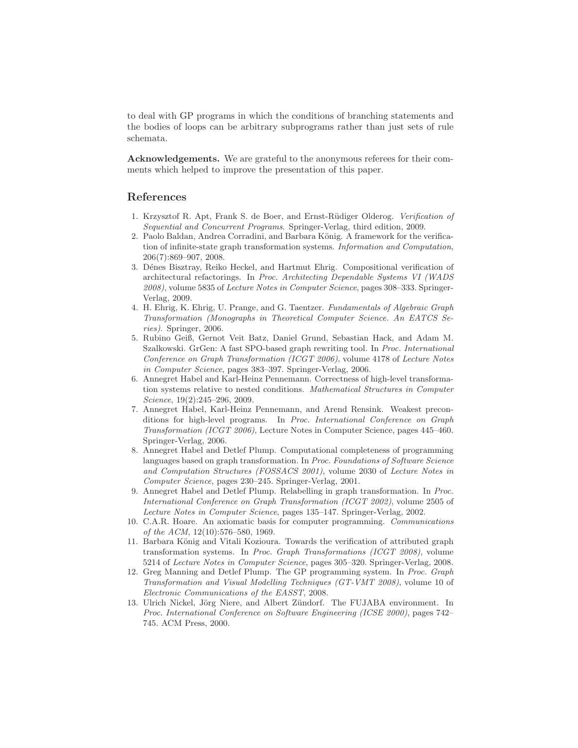to deal with GP programs in which the conditions of branching statements and the bodies of loops can be arbitrary subprograms rather than just sets of rule schemata.

**Acknowledgements.** We are grateful to the anonymous referees for their comments which helped to improve the presentation of this paper.

## References

1. Krzysztof R. Apt, Frank S. de Boer, and Ernst-Rüdiger Olderog. *Verification of Sequential and Concurrent Programs*. Springer-Verlag, third edition, 2009.
2. Paolo Baldan, Andrea Corradini, and Barbara König. A framework for the verification of infinite-state graph transformation systems. *Information and Computation*, 206(7):869–907, 2008.
3. Dénes Bisztray, Reiko Heckel, and Hartmut Ehrig. Compositional verification of architectural refactorings. In *Proc. Architecting Dependable Systems VI (WADS 2008)*, volume 5835 of *Lecture Notes in Computer Science*, pages 308–333. Springer-Verlag, 2009.
4. H. Ehrig, K. Ehrig, U. Prange, and G. Taentzer. *Fundamentals of Algebraic Graph Transformation (Monographs in Theoretical Computer Science. An EATCS Series)*. Springer, 2006.
5. Rubino Geiß, Gernot Veit Batz, Daniel Grund, Sebastian Hack, and Adam M. Szalkowski. GrGen: A fast SPO-based graph rewriting tool. In *Proc. International Conference on Graph Transformation (ICGT 2006)*, volume 4178 of *Lecture Notes in Computer Science*, pages 383–397. Springer-Verlag, 2006.
6. Annegret Habel and Karl-Heinz Pennemann. Correctness of high-level transformation systems relative to nested conditions. *Mathematical Structures in Computer Science*, 19(2):245–296, 2009.
7. Annegret Habel, Karl-Heinz Pennemann, and Arend Rensink. Weakest preconditions for high-level programs. In *Proc. International Conference on Graph Transformation (ICGT 2006)*, Lecture Notes in Computer Science, pages 445–460. Springer-Verlag, 2006.
8. Annegret Habel and Detlef Plump. Computational completeness of programming languages based on graph transformation. In *Proc. Foundations of Software Science and Computation Structures (FOSSACS 2001)*, volume 2030 of *Lecture Notes in Computer Science*, pages 230–245. Springer-Verlag, 2001.
9. Annegret Habel and Detlef Plump. Relabelling in graph transformation. In *Proc. International Conference on Graph Transformation (ICGT 2002)*, volume 2505 of *Lecture Notes in Computer Science*, pages 135–147. Springer-Verlag, 2002.
10. C.A.R. Hoare. An axiomatic basis for computer programming. *Communications of the ACM*, 12(10):576–580, 1969.
11. Barbara König and Vitali Kozioura. Towards the verification of attributed graph transformation systems. In *Proc. Graph Transformations (ICGT 2008)*, volume 5214 of *Lecture Notes in Computer Science*, pages 305–320. Springer-Verlag, 2008.
12. Greg Manning and Detlef Plump. The GP programming system. In *Proc. Graph Transformation and Visual Modelling Techniques (GT-VMT 2008)*, volume 10 of *Electronic Communications of the EASST*, 2008.
13. Ulrich Nickel, Jörg Niere, and Albert Zündorf. The FUJABA environment. In *Proc. International Conference on Software Engineering (ICSE 2000)*, pages 742–745. ACM Press, 2000.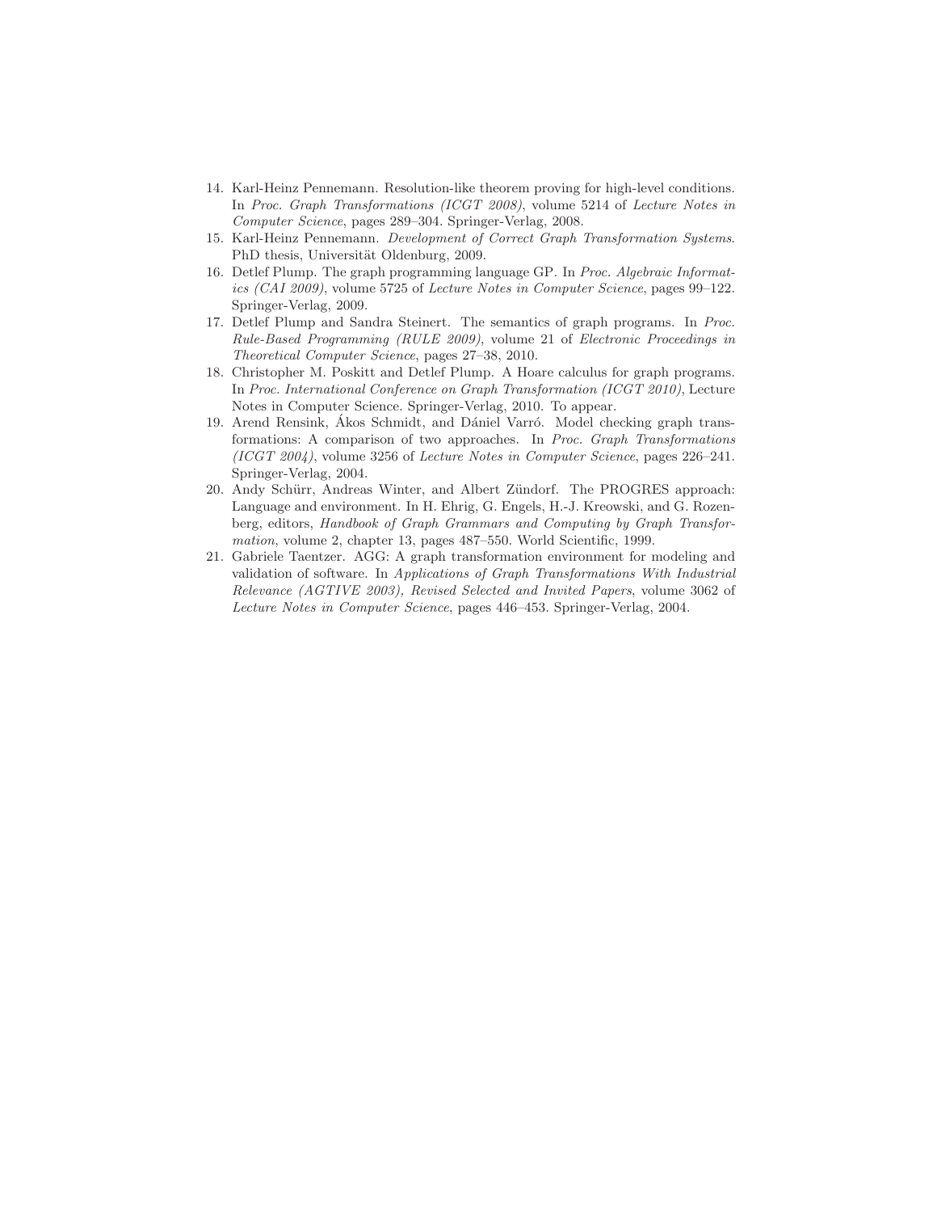14. Karl-Heinz Pennemann. Resolution-like theorem proving for high-level conditions. In *Proc. Graph Transformations (ICGT 2008)*, volume 5214 of *Lecture Notes in Computer Science*, pages 289–304. Springer-Verlag, 2008.
15. Karl-Heinz Pennemann. *Development of Correct Graph Transformation Systems*. PhD thesis, Universität Oldenburg, 2009.
16. Detlef Plump. The graph programming language GP. In *Proc. Algebraic Informatics (CAI 2009)*, volume 5725 of *Lecture Notes in Computer Science*, pages 99–122. Springer-Verlag, 2009.
17. Detlef Plump and Sandra Steinert. The semantics of graph programs. In *Proc. Rule-Based Programming (RULE 2009)*, volume 21 of *Electronic Proceedings in Theoretical Computer Science*, pages 27–38, 2010.
18. Christopher M. Poskitt and Detlef Plump. A Hoare calculus for graph programs. In *Proc. International Conference on Graph Transformation (ICGT 2010)*, Lecture Notes in Computer Science. Springer-Verlag, 2010. To appear.
19. Arend Rensink, Ákos Schmidt, and Dániel Varró. Model checking graph transformations: A comparison of two approaches. In *Proc. Graph Transformations (ICGT 2004)*, volume 3256 of *Lecture Notes in Computer Science*, pages 226–241. Springer-Verlag, 2004.
20. Andy Schürr, Andreas Winter, and Albert Zündorf. The PROGRES approach: Language and environment. In H. Ehrig, G. Engels, H.-J. Kreowski, and G. Rozenberg, editors, *Handbook of Graph Grammars and Computing by Graph Transformation*, volume 2, chapter 13, pages 487–550. World Scientific, 1999.
21. Gabriele Taentzer. AGG: A graph transformation environment for modeling and validation of software. In *Applications of Graph Transformations With Industrial Relevance (AGTIVE 2003), Revised Selected and Invited Papers*, volume 3062 of *Lecture Notes in Computer Science*, pages 446–453. Springer-Verlag, 2004.